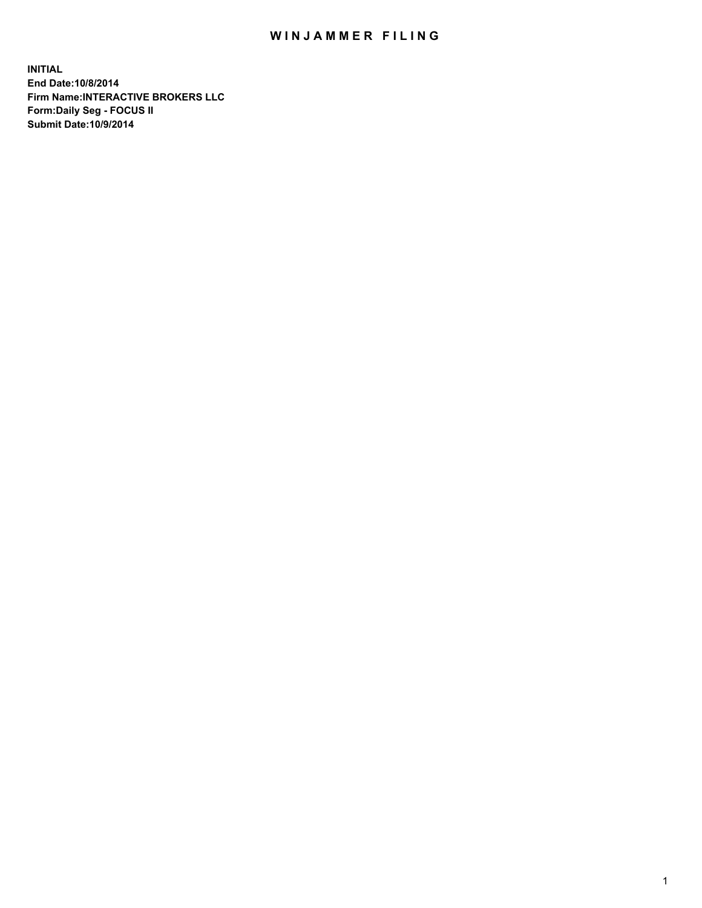# WINJAMMER FILING

**INITIAL**
**End Date:10/8/2014**
**Firm Name:INTERACTIVE BROKERS LLC**
**Form:Daily Seg - FOCUS II**
**Submit Date:10/9/2014**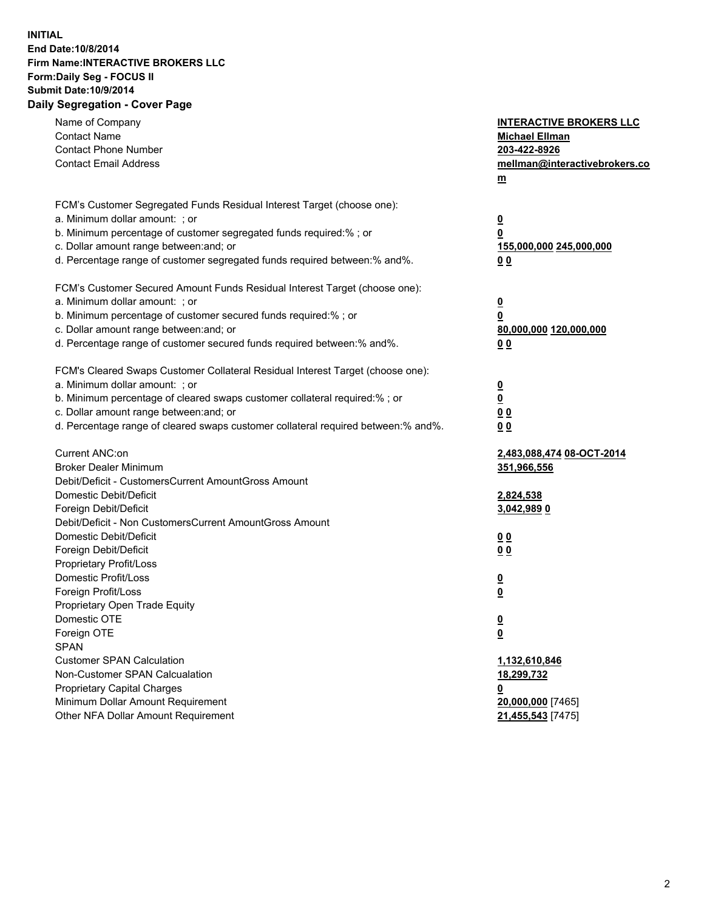**INITIAL**
**End Date:10/8/2014**
**Firm Name:INTERACTIVE BROKERS LLC**
**Form:Daily Seg - FOCUS II**
**Submit Date:10/9/2014**

## Daily Segregation - Cover Page

| | |
|---|---|
| Name of Company | **INTERACTIVE BROKERS LLC** |
| Contact Name | **Michael Ellman** |
| Contact Phone Number | **203-422-8926** |
| Contact Email Address | **mellman@interactivebrokers.com** |
| | |
| FCM's Customer Segregated Funds Residual Interest Target (choose one): | |
| a. Minimum dollar amount: ; or | **0** |
| b. Minimum percentage of customer segregated funds required:% ; or | **0** |
| c. Dollar amount range between:and; or | **155,000,000 245,000,000** |
| d. Percentage range of customer segregated funds required between:% and%. | **0 0** |
| | |
| FCM's Customer Secured Amount Funds Residual Interest Target (choose one): | |
| a. Minimum dollar amount: ; or | **0** |
| b. Minimum percentage of customer secured funds required:% ; or | **0** |
| c. Dollar amount range between:and; or | **80,000,000 120,000,000** |
| d. Percentage range of customer secured funds required between:% and%. | **0 0** |
| | |
| FCM's Cleared Swaps Customer Collateral Residual Interest Target (choose one): | |
| a. Minimum dollar amount: ; or | **0** |
| b. Minimum percentage of cleared swaps customer collateral required:% ; or | **0** |
| c. Dollar amount range between:and; or | **0 0** |
| d. Percentage range of cleared swaps customer collateral required between:% and%. | **0 0** |
| | |
| Current ANC:on | **2,483,088,474 08-OCT-2014** |
| Broker Dealer Minimum | **351,966,556** |
| Debit/Deficit - CustomersCurrent AmountGross Amount | |
| Domestic Debit/Deficit | **2,824,538** |
| Foreign Debit/Deficit | **3,042,989 0** |
| Debit/Deficit - Non CustomersCurrent AmountGross Amount | |
| Domestic Debit/Deficit | **0 0** |
| Foreign Debit/Deficit | **0 0** |
| Proprietary Profit/Loss | |
| Domestic Profit/Loss | **0** |
| Foreign Profit/Loss | **0** |
| Proprietary Open Trade Equity | |
| Domestic OTE | **0** |
| Foreign OTE | **0** |
| SPAN | |
| Customer SPAN Calculation | **1,132,610,846** |
| Non-Customer SPAN Calcualation | **18,299,732** |
| Proprietary Capital Charges | **0** |
| Minimum Dollar Amount Requirement | **20,000,000** [7465] |
| Other NFA Dollar Amount Requirement | **21,455,543** [7475] |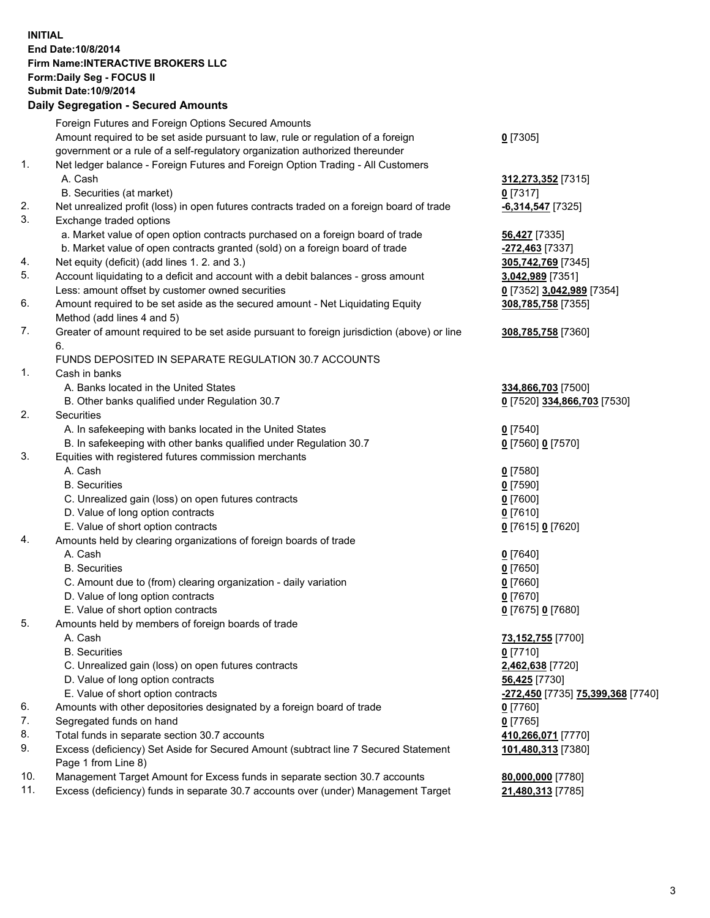**INITIAL**
**End Date:10/8/2014**
**Firm Name:INTERACTIVE BROKERS LLC**
**Form:Daily Seg - FOCUS II**
**Submit Date:10/9/2014**

## Daily Segregation - Secured Amounts

| | | |
|---|---|---|
| | Foreign Futures and Foreign Options Secured Amounts | |
| | Amount required to be set aside pursuant to law, rule or regulation of a foreign government or a rule of a self-regulatory organization authorized thereunder | **0** [7305] |
| 1. | Net ledger balance - Foreign Futures and Foreign Option Trading - All Customers | |
| | A. Cash | **312,273,352** [7315] |
| | B. Securities (at market) | **0** [7317] |
| 2. | Net unrealized profit (loss) in open futures contracts traded on a foreign board of trade | **-6,314,547** [7325] |
| 3. | Exchange traded options | |
| | a. Market value of open option contracts purchased on a foreign board of trade | **56,427** [7335] |
| | b. Market value of open contracts granted (sold) on a foreign board of trade | **-272,463** [7337] |
| 4. | Net equity (deficit) (add lines 1. 2. and 3.) | **305,742,769** [7345] |
| 5. | Account liquidating to a deficit and account with a debit balances - gross amount | **3,042,989** [7351] |
| | Less: amount offset by customer owned securities | **0** [7352] **3,042,989** [7354] |
| 6. | Amount required to be set aside as the secured amount - Net Liquidating Equity Method (add lines 4 and 5) | **308,785,758** [7355] |
| 7. | Greater of amount required to be set aside pursuant to foreign jurisdiction (above) or line 6. | **308,785,758** [7360] |
| | FUNDS DEPOSITED IN SEPARATE REGULATION 30.7 ACCOUNTS | |
| 1. | Cash in banks | |
| | A. Banks located in the United States | **334,866,703** [7500] |
| | B. Other banks qualified under Regulation 30.7 | **0** [7520] **334,866,703** [7530] |
| 2. | Securities | |
| | A. In safekeeping with banks located in the United States | **0** [7540] |
| | B. In safekeeping with other banks qualified under Regulation 30.7 | **0** [7560] **0** [7570] |
| 3. | Equities with registered futures commission merchants | |
| | A. Cash | **0** [7580] |
| | B. Securities | **0** [7590] |
| | C. Unrealized gain (loss) on open futures contracts | **0** [7600] |
| | D. Value of long option contracts | **0** [7610] |
| | E. Value of short option contracts | **0** [7615] **0** [7620] |
| 4. | Amounts held by clearing organizations of foreign boards of trade | |
| | A. Cash | **0** [7640] |
| | B. Securities | **0** [7650] |
| | C. Amount due to (from) clearing organization - daily variation | **0** [7660] |
| | D. Value of long option contracts | **0** [7670] |
| | E. Value of short option contracts | **0** [7675] **0** [7680] |
| 5. | Amounts held by members of foreign boards of trade | |
| | A. Cash | **73,152,755** [7700] |
| | B. Securities | **0** [7710] |
| | C. Unrealized gain (loss) on open futures contracts | **2,462,638** [7720] |
| | D. Value of long option contracts | **56,425** [7730] |
| | E. Value of short option contracts | **-272,450** [7735] **75,399,368** [7740] |
| 6. | Amounts with other depositories designated by a foreign board of trade | **0** [7760] |
| 7. | Segregated funds on hand | **0** [7765] |
| 8. | Total funds in separate section 30.7 accounts | **410,266,071** [7770] |
| 9. | Excess (deficiency) Set Aside for Secured Amount (subtract line 7 Secured Statement Page 1 from Line 8) | **101,480,313** [7380] |
| 10. | Management Target Amount for Excess funds in separate section 30.7 accounts | **80,000,000** [7780] |
| 11. | Excess (deficiency) funds in separate 30.7 accounts over (under) Management Target | **21,480,313** [7785] |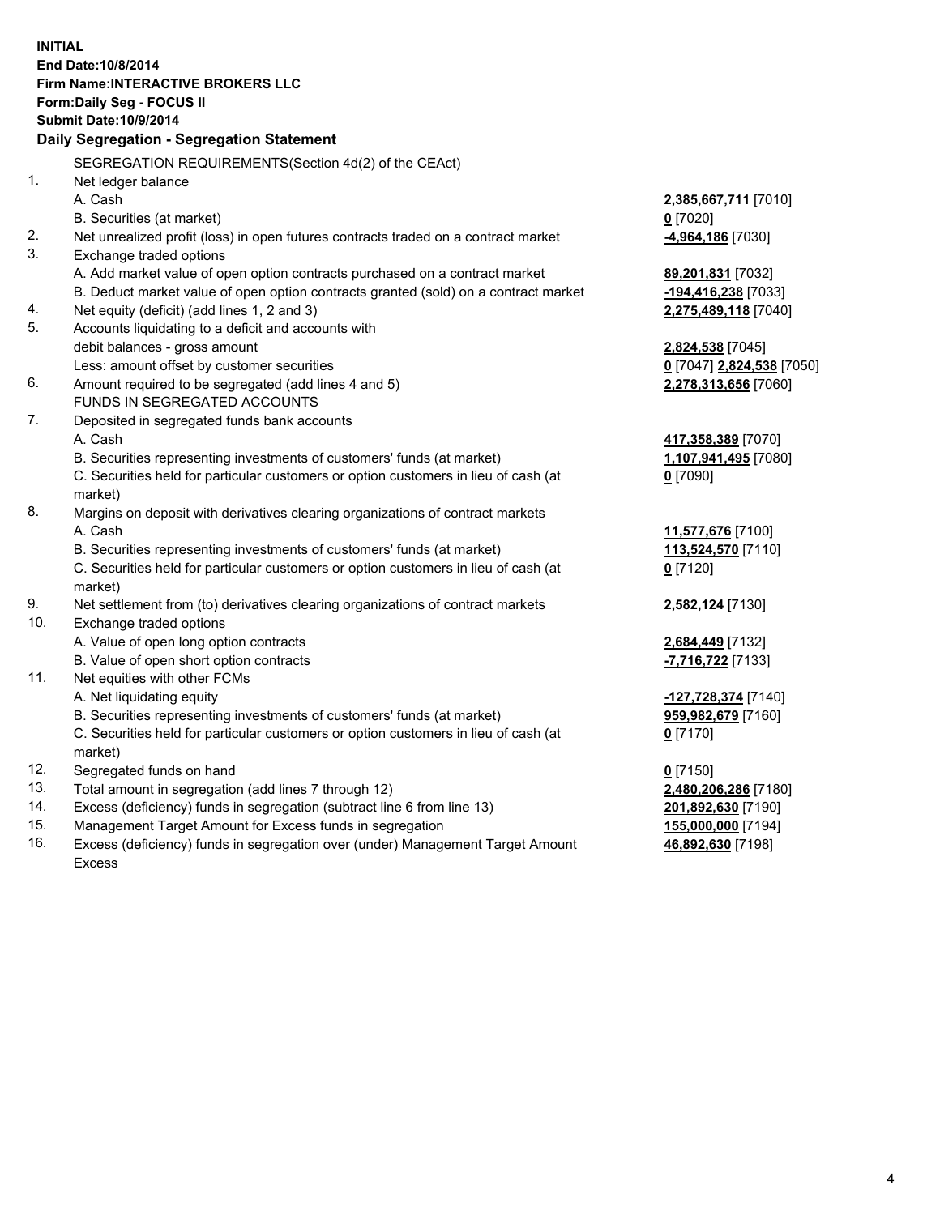**INITIAL**
**End Date:10/8/2014**
**Firm Name:INTERACTIVE BROKERS LLC**
**Form:Daily Seg - FOCUS II**
**Submit Date:10/9/2014**

**Daily Segregation - Segregation Statement**

SEGREGATION REQUIREMENTS(Section 4d(2) of the CEAct)

| | | |
|---|---|---|
| 1. | Net ledger balance | |
| | A. Cash | **2,385,667,711** [7010] |
| | B. Securities (at market) | **0** [7020] |
| 2. | Net unrealized profit (loss) in open futures contracts traded on a contract market | **-4,964,186** [7030] |
| 3. | Exchange traded options | |
| | A. Add market value of open option contracts purchased on a contract market | **89,201,831** [7032] |
| | B. Deduct market value of open option contracts granted (sold) on a contract market | **-194,416,238** [7033] |
| 4. | Net equity (deficit) (add lines 1, 2 and 3) | **2,275,489,118** [7040] |
| 5. | Accounts liquidating to a deficit and accounts with debit balances - gross amount | **2,824,538** [7045] |
| | Less: amount offset by customer securities | **0** [7047] **2,824,538** [7050] |
| 6. | Amount required to be segregated (add lines 4 and 5) | **2,278,313,656** [7060] |
| | FUNDS IN SEGREGATED ACCOUNTS | |
| 7. | Deposited in segregated funds bank accounts | |
| | A. Cash | **417,358,389** [7070] |
| | B. Securities representing investments of customers' funds (at market) | **1,107,941,495** [7080] |
| | C. Securities held for particular customers or option customers in lieu of cash (at market) | **0** [7090] |
| 8. | Margins on deposit with derivatives clearing organizations of contract markets | |
| | A. Cash | **11,577,676** [7100] |
| | B. Securities representing investments of customers' funds (at market) | **113,524,570** [7110] |
| | C. Securities held for particular customers or option customers in lieu of cash (at market) | **0** [7120] |
| 9. | Net settlement from (to) derivatives clearing organizations of contract markets | **2,582,124** [7130] |
| 10. | Exchange traded options | |
| | A. Value of open long option contracts | **2,684,449** [7132] |
| | B. Value of open short option contracts | **-7,716,722** [7133] |
| 11. | Net equities with other FCMs | |
| | A. Net liquidating equity | **-127,728,374** [7140] |
| | B. Securities representing investments of customers' funds (at market) | **959,982,679** [7160] |
| | C. Securities held for particular customers or option customers in lieu of cash (at market) | **0** [7170] |
| 12. | Segregated funds on hand | **0** [7150] |
| 13. | Total amount in segregation (add lines 7 through 12) | **2,480,206,286** [7180] |
| 14. | Excess (deficiency) funds in segregation (subtract line 6 from line 13) | **201,892,630** [7190] |
| 15. | Management Target Amount for Excess funds in segregation | **155,000,000** [7194] |
| 16. | Excess (deficiency) funds in segregation over (under) Management Target Amount Excess | **46,892,630** [7198] |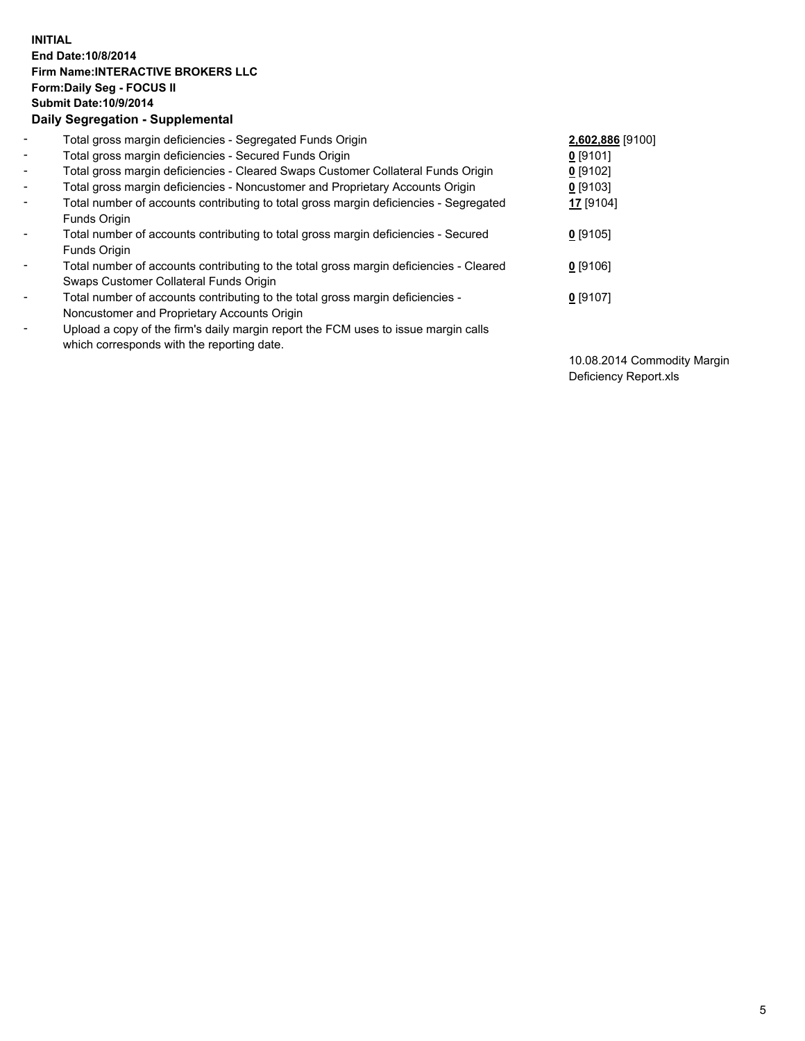**INITIAL**
**End Date:10/8/2014**
**Firm Name:INTERACTIVE BROKERS LLC**
**Form:Daily Seg - FOCUS II**
**Submit Date:10/9/2014**
**Daily Segregation - Supplemental**

| | | |
|---|---|---|
| - | Total gross margin deficiencies - Segregated Funds Origin | **2,602,886** [9100] |
| - | Total gross margin deficiencies - Secured Funds Origin | **0** [9101] |
| - | Total gross margin deficiencies - Cleared Swaps Customer Collateral Funds Origin | **0** [9102] |
| - | Total gross margin deficiencies - Noncustomer and Proprietary Accounts Origin | **0** [9103] |
| - | Total number of accounts contributing to total gross margin deficiencies - Segregated Funds Origin | **17** [9104] |
| - | Total number of accounts contributing to total gross margin deficiencies - Secured Funds Origin | **0** [9105] |
| - | Total number of accounts contributing to the total gross margin deficiencies - Cleared Swaps Customer Collateral Funds Origin | **0** [9106] |
| - | Total number of accounts contributing to the total gross margin deficiencies - Noncustomer and Proprietary Accounts Origin | **0** [9107] |
| - | Upload a copy of the firm's daily margin report the FCM uses to issue margin calls which corresponds with the reporting date. | 10.08.2014 Commodity Margin Deficiency Report.xls |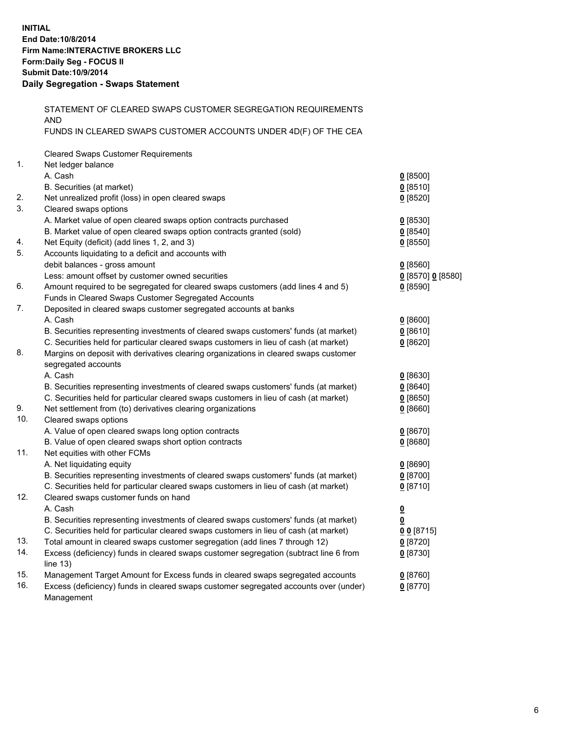**INITIAL**
**End Date:10/8/2014**
**Firm Name:INTERACTIVE BROKERS LLC**
**Form:Daily Seg - FOCUS II**
**Submit Date:10/9/2014**
**Daily Segregation - Swaps Statement**

STATEMENT OF CLEARED SWAPS CUSTOMER SEGREGATION REQUIREMENTS AND FUNDS IN CLEARED SWAPS CUSTOMER ACCOUNTS UNDER 4D(F) OF THE CEA

| | | |
|---|---|---|
| | Cleared Swaps Customer Requirements | |
| 1. | Net ledger balance | |
| | A. Cash | 0 [8500] |
| | B. Securities (at market) | 0 [8510] |
| 2. | Net unrealized profit (loss) in open cleared swaps | 0 [8520] |
| 3. | Cleared swaps options | |
| | A. Market value of open cleared swaps option contracts purchased | 0 [8530] |
| | B. Market value of open cleared swaps option contracts granted (sold) | 0 [8540] |
| 4. | Net Equity (deficit) (add lines 1, 2, and 3) | 0 [8550] |
| 5. | Accounts liquidating to a deficit and accounts with debit balances - gross amount | 0 [8560] |
| | Less: amount offset by customer owned securities | 0 [8570] 0 [8580] |
| 6. | Amount required to be segregated for cleared swaps customers (add lines 4 and 5) | 0 [8590] |
| | Funds in Cleared Swaps Customer Segregated Accounts | |
| 7. | Deposited in cleared swaps customer segregated accounts at banks | |
| | A. Cash | 0 [8600] |
| | B. Securities representing investments of cleared swaps customers' funds (at market) | 0 [8610] |
| | C. Securities held for particular cleared swaps customers in lieu of cash (at market) | 0 [8620] |
| 8. | Margins on deposit with derivatives clearing organizations in cleared swaps customer segregated accounts | |
| | A. Cash | 0 [8630] |
| | B. Securities representing investments of cleared swaps customers' funds (at market) | 0 [8640] |
| | C. Securities held for particular cleared swaps customers in lieu of cash (at market) | 0 [8650] |
| 9. | Net settlement from (to) derivatives clearing organizations | 0 [8660] |
| 10. | Cleared swaps options | |
| | A. Value of open cleared swaps long option contracts | 0 [8670] |
| | B. Value of open cleared swaps short option contracts | 0 [8680] |
| 11. | Net equities with other FCMs | |
| | A. Net liquidating equity | 0 [8690] |
| | B. Securities representing investments of cleared swaps customers' funds (at market) | 0 [8700] |
| | C. Securities held for particular cleared swaps customers in lieu of cash (at market) | 0 [8710] |
| 12. | Cleared swaps customer funds on hand | |
| | A. Cash | 0 |
| | B. Securities representing investments of cleared swaps customers' funds (at market) | 0 |
| | C. Securities held for particular cleared swaps customers in lieu of cash (at market) | 0 0 [8715] |
| 13. | Total amount in cleared swaps customer segregation (add lines 7 through 12) | 0 [8720] |
| 14. | Excess (deficiency) funds in cleared swaps customer segregation (subtract line 6 from line 13) | 0 [8730] |
| 15. | Management Target Amount for Excess funds in cleared swaps segregated accounts | 0 [8760] |
| 16. | Excess (deficiency) funds in cleared swaps customer segregated accounts over (under) Management | 0 [8770] |